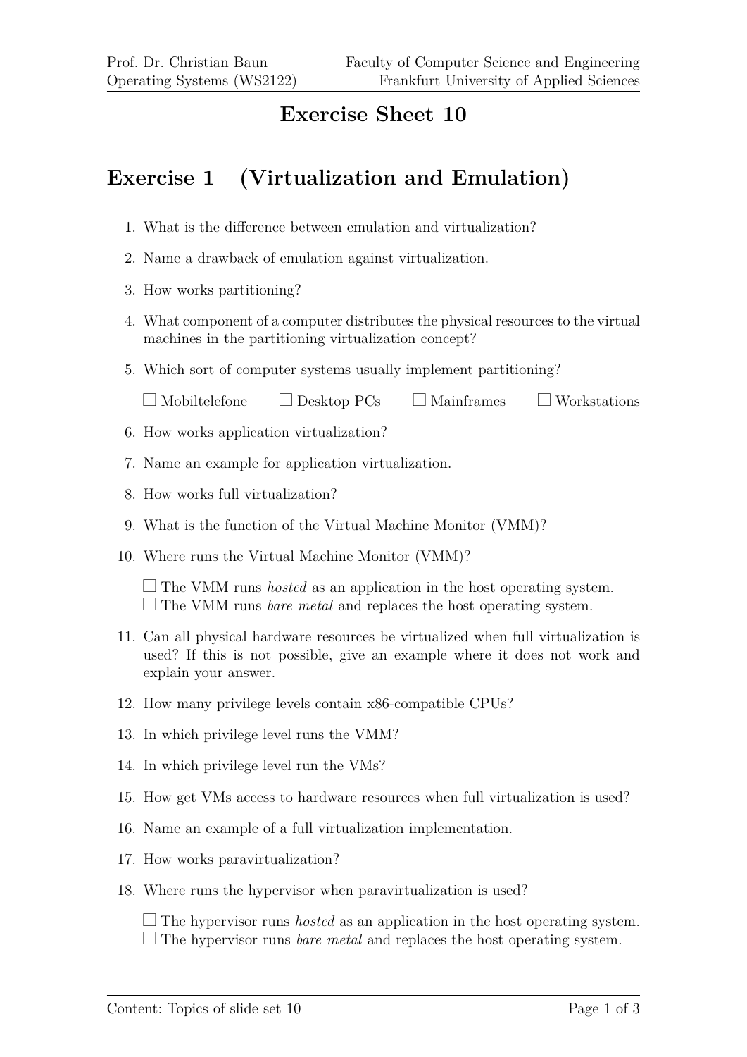# Exercise Sheet 10

## Exercise 1 (Virtualization and Emulation)

1. What is the difference between emulation and virtualization?
2. Name a drawback of emulation against virtualization.
3. How works partitioning?
4. What component of a computer distributes the physical resources to the virtual machines in the partitioning virtualization concept?
5. Which sort of computer systems usually implement partitioning?

   ☐ Mobiltelefone ☐ Desktop PCs ☐ Mainframes ☐ Workstations

6. How works application virtualization?
7. Name an example for application virtualization.
8. How works full virtualization?
9. What is the function of the Virtual Machine Monitor (VMM)?
10. Where runs the Virtual Machine Monitor (VMM)?

    ☐ The VMM runs *hosted* as an application in the host operating system.
    ☐ The VMM runs *bare metal* and replaces the host operating system.

11. Can all physical hardware resources be virtualized when full virtualization is used? If this is not possible, give an example where it does not work and explain your answer.
12. How many privilege levels contain x86-compatible CPUs?
13. In which privilege level runs the VMM?
14. In which privilege level run the VMs?
15. How get VMs access to hardware resources when full virtualization is used?
16. Name an example of a full virtualization implementation.
17. How works paravirtualization?
18. Where runs the hypervisor when paravirtualization is used?

    ☐ The hypervisor runs *hosted* as an application in the host operating system.
    ☐ The hypervisor runs *bare metal* and replaces the host operating system.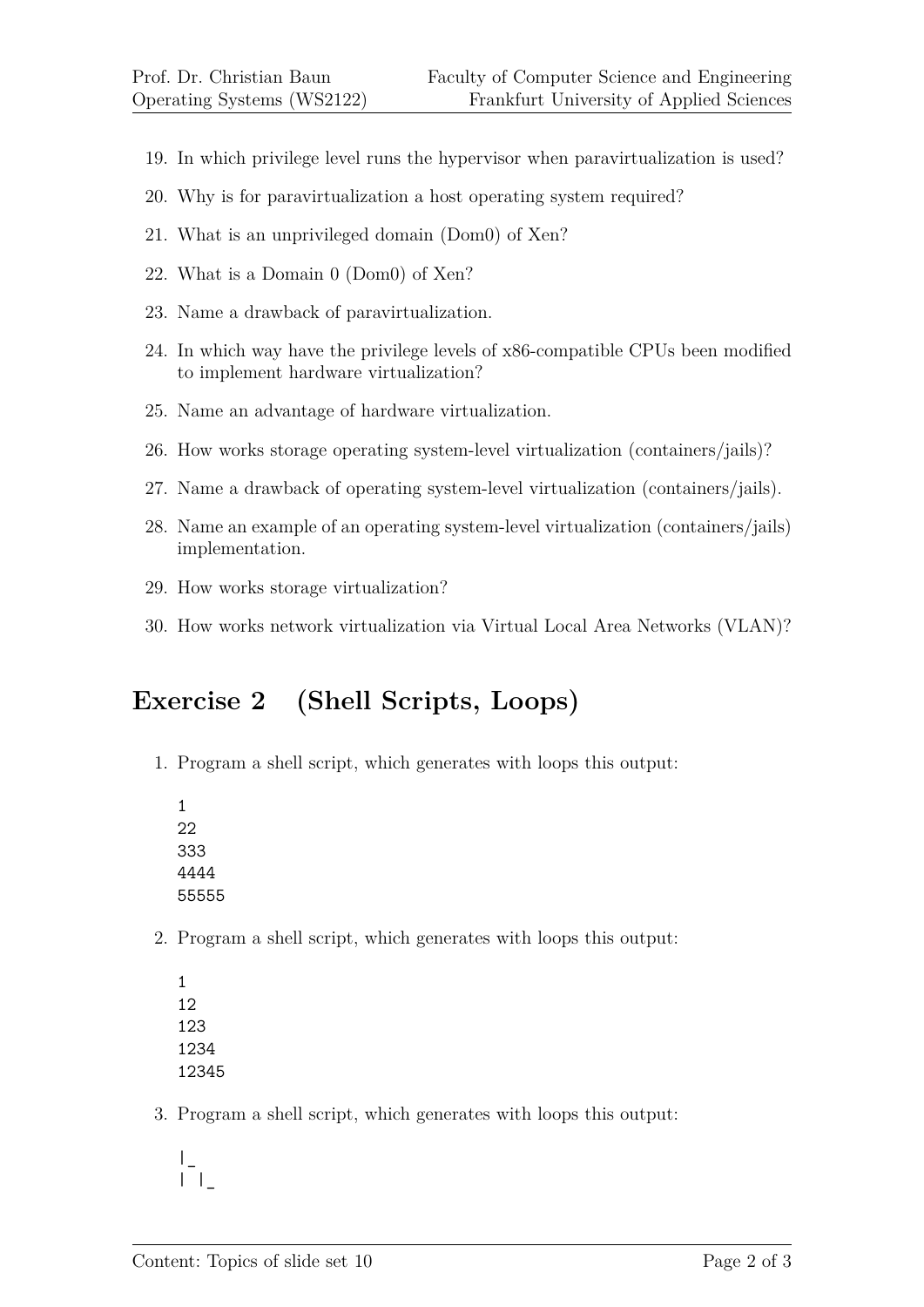19. In which privilege level runs the hypervisor when paravirtualization is used?
20. Why is for paravirtualization a host operating system required?
21. What is an unprivileged domain (Dom0) of Xen?
22. What is a Domain 0 (Dom0) of Xen?
23. Name a drawback of paravirtualization.
24. In which way have the privilege levels of x86-compatible CPUs been modified to implement hardware virtualization?
25. Name an advantage of hardware virtualization.
26. How works storage operating system-level virtualization (containers/jails)?
27. Name a drawback of operating system-level virtualization (containers/jails).
28. Name an example of an operating system-level virtualization (containers/jails) implementation.
29. How works storage virtualization?
30. How works network virtualization via Virtual Local Area Networks (VLAN)?

## Exercise 2 (Shell Scripts, Loops)

1. Program a shell script, which generates with loops this output:

```
1
22
333
4444
55555
```

2. Program a shell script, which generates with loops this output:

```
1
12
123
1234
12345
```

3. Program a shell script, which generates with loops this output:

```
|_
| |_
```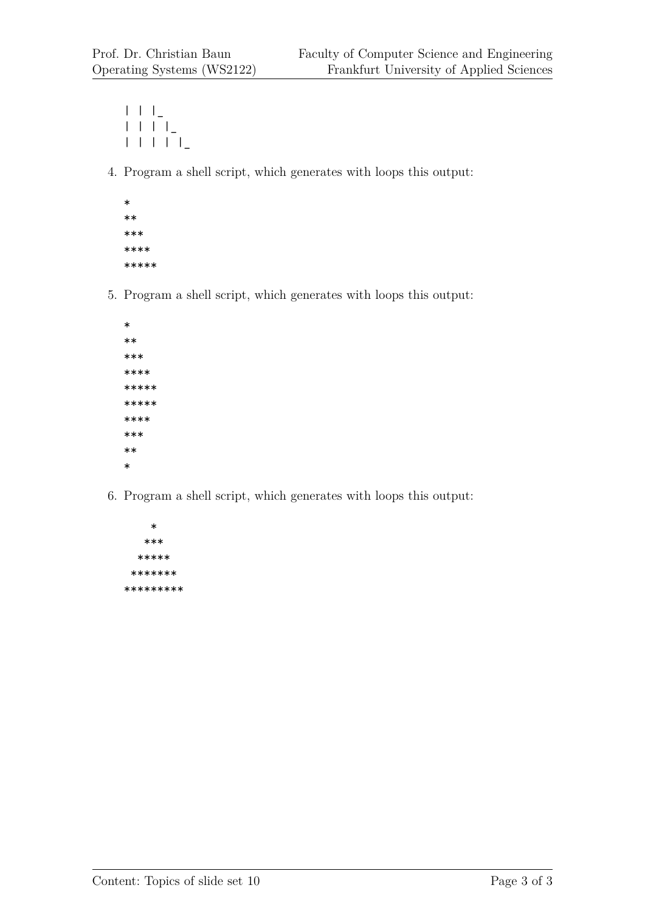```
|  |  |_
|  |  |  |_
|  |  |  |  |_
```

4. Program a shell script, which generates with loops this output:

```
*
**
***
****
*****
```

5. Program a shell script, which generates with loops this output:

```
*
**
***
****
*****
*****
****
***
**
*
```

6. Program a shell script, which generates with loops this output:

```
    *
   ***
  *****
 *******
*********
```